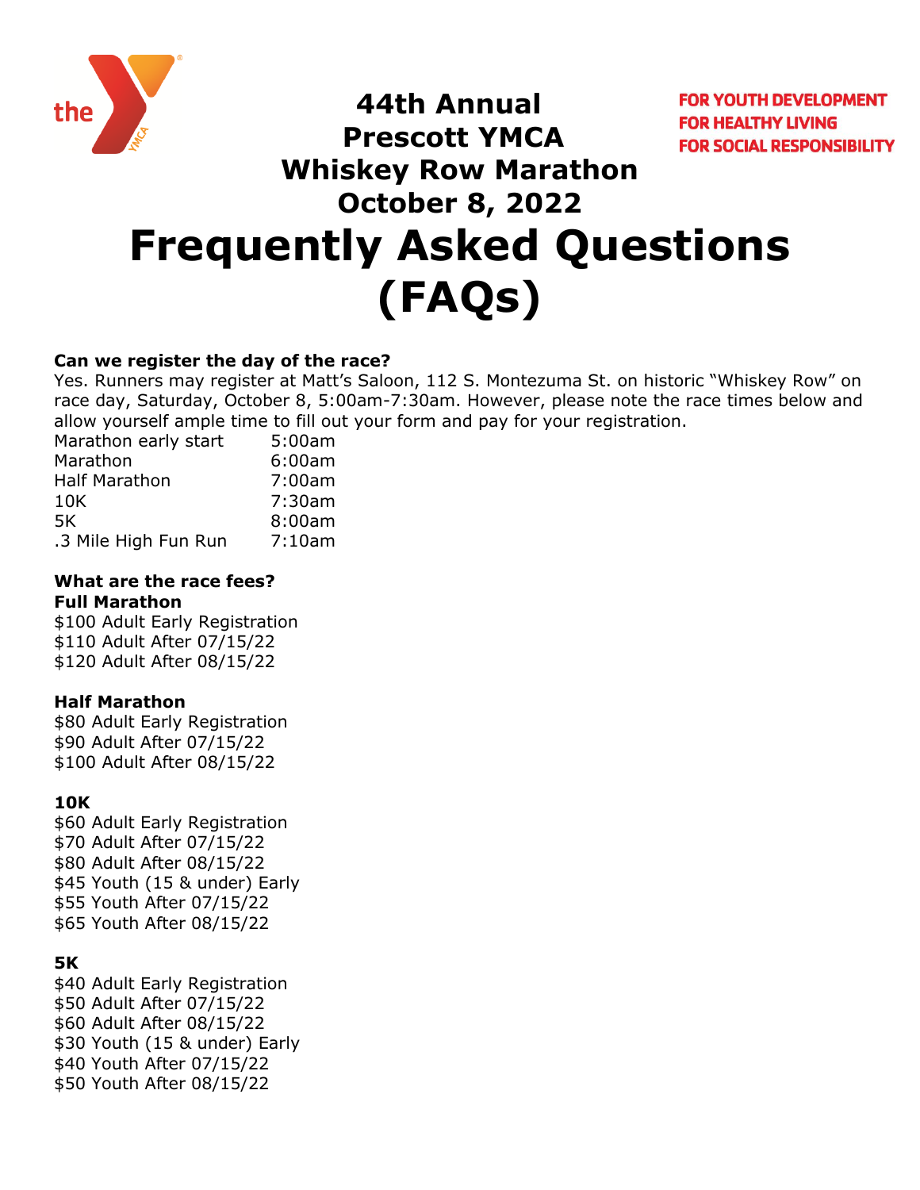# 44th Annual Prescott YMCA Whiskey Row Marathon October 8, 2022

FOR YOUTH DEVELOPMENT
FOR HEALTHY LIVING
FOR SOCIAL RESPONSIBILITY

# Frequently Asked Questions (FAQs)

**Can we register the day of the race?**

Yes. Runners may register at Matt's Saloon, 112 S. Montezuma St. on historic "Whiskey Row" on race day, Saturday, October 8, 5:00am-7:30am. However, please note the race times below and allow yourself ample time to fill out your form and pay for your registration.

| | |
|---|---|
| Marathon early start | 5:00am |
| Marathon | 6:00am |
| Half Marathon | 7:00am |
| 10K | 7:30am |
| 5K | 8:00am |
| .3 Mile High Fun Run | 7:10am |

**What are the race fees?**

**Full Marathon**

$100 Adult Early Registration
$110 Adult After 07/15/22
$120 Adult After 08/15/22

**Half Marathon**

$80 Adult Early Registration
$90 Adult After 07/15/22
$100 Adult After 08/15/22

**10K**

$60 Adult Early Registration
$70 Adult After 07/15/22
$80 Adult After 08/15/22
$45 Youth (15 & under) Early
$55 Youth After 07/15/22
$65 Youth After 08/15/22

**5K**

$40 Adult Early Registration
$50 Adult After 07/15/22
$60 Adult After 08/15/22
$30 Youth (15 & under) Early
$40 Youth After 07/15/22
$50 Youth After 08/15/22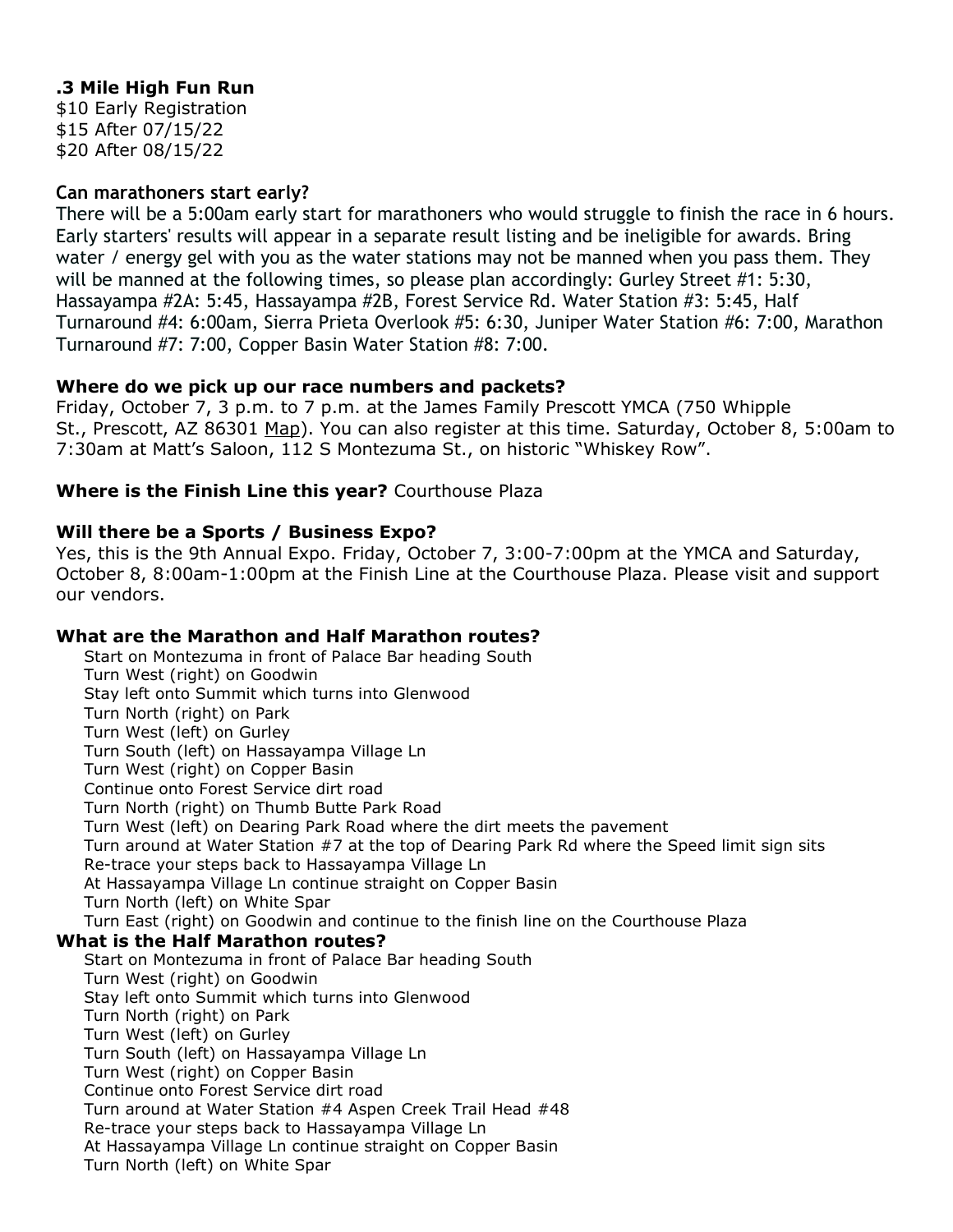**.3 Mile High Fun Run**
$10 Early Registration
$15 After 07/15/22
$20 After 08/15/22

**Can marathoners start early?**
There will be a 5:00am early start for marathoners who would struggle to finish the race in 6 hours. Early starters' results will appear in a separate result listing and be ineligible for awards. Bring water / energy gel with you as the water stations may not be manned when you pass them. They will be manned at the following times, so please plan accordingly: Gurley Street #1: 5:30, Hassayampa #2A: 5:45, Hassayampa #2B, Forest Service Rd. Water Station #3: 5:45, Half Turnaround #4: 6:00am, Sierra Prieta Overlook #5: 6:30, Juniper Water Station #6: 7:00, Marathon Turnaround #7: 7:00, Copper Basin Water Station #8: 7:00.

**Where do we pick up our race numbers and packets?**
Friday, October 7, 3 p.m. to 7 p.m. at the James Family Prescott YMCA (750 Whipple St., Prescott, AZ 86301 Map). You can also register at this time. Saturday, October 8, 5:00am to 7:30am at Matt's Saloon, 112 S Montezuma St., on historic "Whiskey Row".

**Where is the Finish Line this year?** Courthouse Plaza

**Will there be a Sports / Business Expo?**
Yes, this is the 9th Annual Expo. Friday, October 7, 3:00-7:00pm at the YMCA and Saturday, October 8, 8:00am-1:00pm at the Finish Line at the Courthouse Plaza. Please visit and support our vendors.

**What are the Marathon and Half Marathon routes?**

- Start on Montezuma in front of Palace Bar heading South
- Turn West (right) on Goodwin
- Stay left onto Summit which turns into Glenwood
- Turn North (right) on Park
- Turn West (left) on Gurley
- Turn South (left) on Hassayampa Village Ln
- Turn West (right) on Copper Basin
- Continue onto Forest Service dirt road
- Turn North (right) on Thumb Butte Park Road
- Turn West (left) on Dearing Park Road where the dirt meets the pavement
- Turn around at Water Station #7 at the top of Dearing Park Rd where the Speed limit sign sits
- Re-trace your steps back to Hassayampa Village Ln
- At Hassayampa Village Ln continue straight on Copper Basin
- Turn North (left) on White Spar
- Turn East (right) on Goodwin and continue to the finish line on the Courthouse Plaza

**What is the Half Marathon routes?**

- Start on Montezuma in front of Palace Bar heading South
- Turn West (right) on Goodwin
- Stay left onto Summit which turns into Glenwood
- Turn North (right) on Park
- Turn West (left) on Gurley
- Turn South (left) on Hassayampa Village Ln
- Turn West (right) on Copper Basin
- Continue onto Forest Service dirt road
- Turn around at Water Station #4 Aspen Creek Trail Head #48
- Re-trace your steps back to Hassayampa Village Ln
- At Hassayampa Village Ln continue straight on Copper Basin
- Turn North (left) on White Spar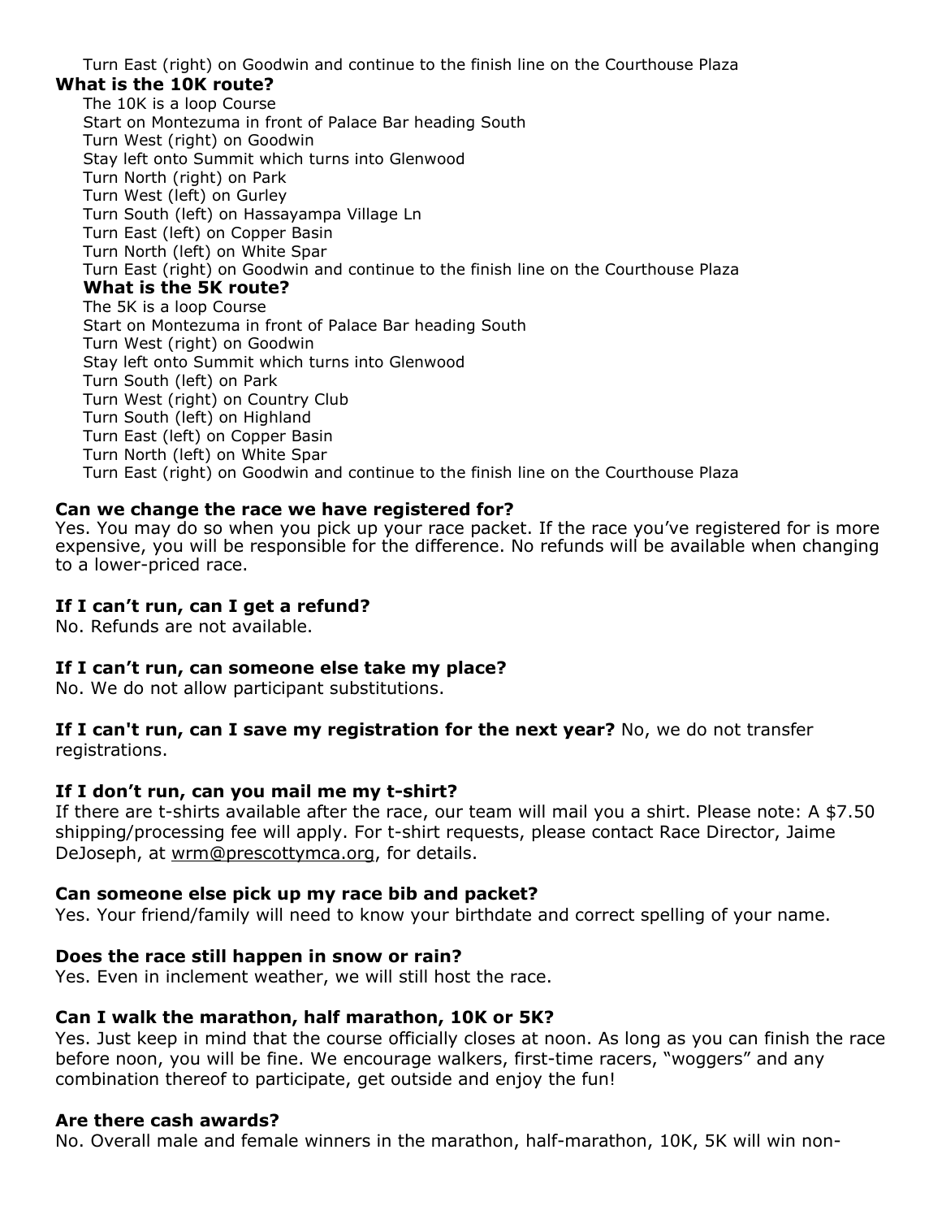Turn East (right) on Goodwin and continue to the finish line on the Courthouse Plaza

**What is the 10K route?**

The 10K is a loop Course
Start on Montezuma in front of Palace Bar heading South
Turn West (right) on Goodwin
Stay left onto Summit which turns into Glenwood
Turn North (right) on Park
Turn West (left) on Gurley
Turn South (left) on Hassayampa Village Ln
Turn East (left) on Copper Basin
Turn North (left) on White Spar
Turn East (right) on Goodwin and continue to the finish line on the Courthouse Plaza

**What is the 5K route?**

The 5K is a loop Course
Start on Montezuma in front of Palace Bar heading South
Turn West (right) on Goodwin
Stay left onto Summit which turns into Glenwood
Turn South (left) on Park
Turn West (right) on Country Club
Turn South (left) on Highland
Turn East (left) on Copper Basin
Turn North (left) on White Spar
Turn East (right) on Goodwin and continue to the finish line on the Courthouse Plaza

**Can we change the race we have registered for?**

Yes. You may do so when you pick up your race packet. If the race you've registered for is more expensive, you will be responsible for the difference. No refunds will be available when changing to a lower-priced race.

**If I can't run, can I get a refund?**

No. Refunds are not available.

**If I can't run, can someone else take my place?**

No. We do not allow participant substitutions.

**If I can't run, can I save my registration for the next year?** No, we do not transfer registrations.

**If I don't run, can you mail me my t-shirt?**

If there are t-shirts available after the race, our team will mail you a shirt. Please note: A $7.50 shipping/processing fee will apply. For t-shirt requests, please contact Race Director, Jaime DeJoseph, at wrm@prescottymca.org, for details.

**Can someone else pick up my race bib and packet?**

Yes. Your friend/family will need to know your birthdate and correct spelling of your name.

**Does the race still happen in snow or rain?**

Yes. Even in inclement weather, we will still host the race.

**Can I walk the marathon, half marathon, 10K or 5K?**

Yes. Just keep in mind that the course officially closes at noon. As long as you can finish the race before noon, you will be fine. We encourage walkers, first-time racers, "woggers" and any combination thereof to participate, get outside and enjoy the fun!

**Are there cash awards?**

No. Overall male and female winners in the marathon, half-marathon, 10K, 5K will win non-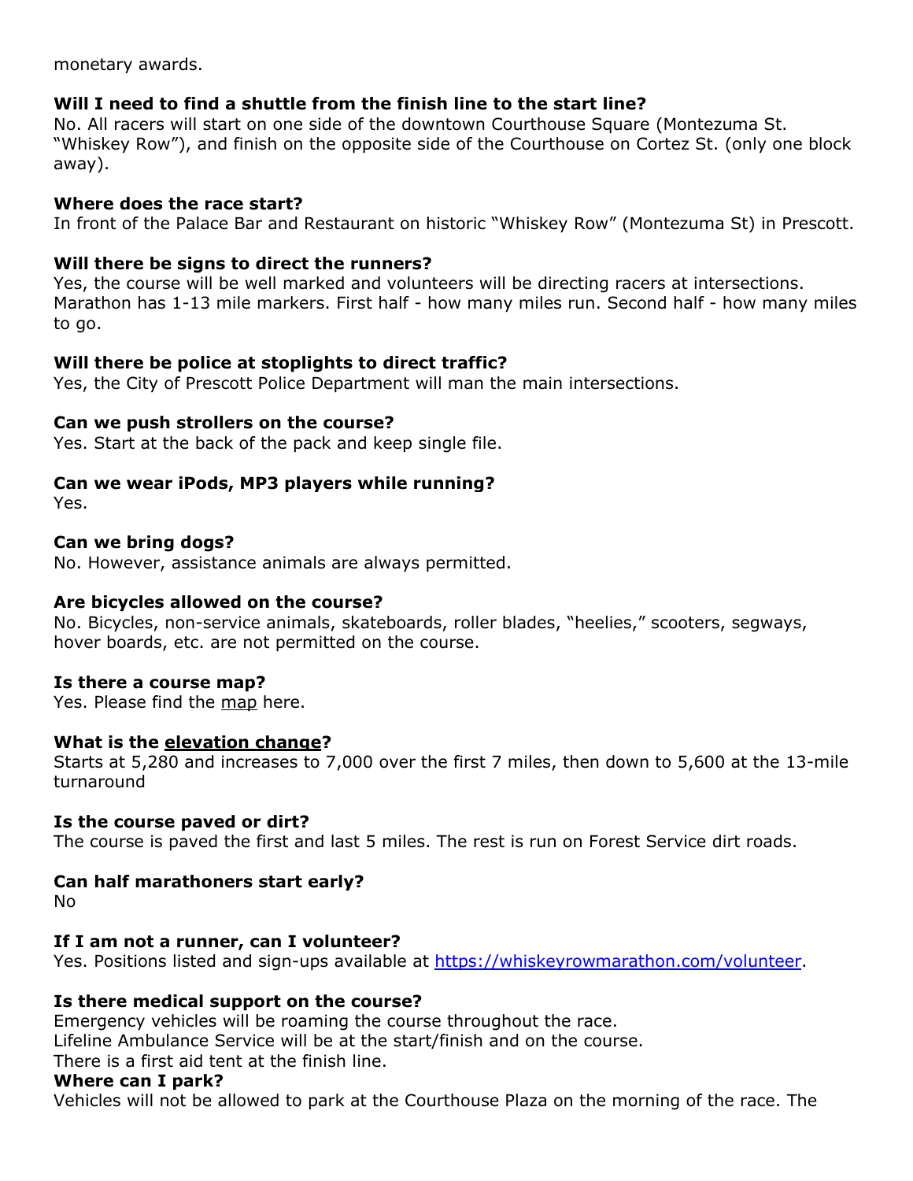monetary awards.

**Will I need to find a shuttle from the finish line to the start line?**
No. All racers will start on one side of the downtown Courthouse Square (Montezuma St. "Whiskey Row"), and finish on the opposite side of the Courthouse on Cortez St. (only one block away).

**Where does the race start?**
In front of the Palace Bar and Restaurant on historic "Whiskey Row" (Montezuma St) in Prescott.

**Will there be signs to direct the runners?**
Yes, the course will be well marked and volunteers will be directing racers at intersections. Marathon has 1-13 mile markers. First half - how many miles run. Second half - how many miles to go.

**Will there be police at stoplights to direct traffic?**
Yes, the City of Prescott Police Department will man the main intersections.

**Can we push strollers on the course?**
Yes. Start at the back of the pack and keep single file.

**Can we wear iPods, MP3 players while running?**
Yes.

**Can we bring dogs?**
No. However, assistance animals are always permitted.

**Are bicycles allowed on the course?**
No. Bicycles, non-service animals, skateboards, roller blades, "heelies," scooters, segways, hover boards, etc. are not permitted on the course.

**Is there a course map?**
Yes. Please find the map here.

**What is the elevation change?**
Starts at 5,280 and increases to 7,000 over the first 7 miles, then down to 5,600 at the 13-mile turnaround

**Is the course paved or dirt?**
The course is paved the first and last 5 miles. The rest is run on Forest Service dirt roads.

**Can half marathoners start early?**
No

**If I am not a runner, can I volunteer?**
Yes. Positions listed and sign-ups available at https://whiskeyrowmarathon.com/volunteer.

**Is there medical support on the course?**
Emergency vehicles will be roaming the course throughout the race.
Lifeline Ambulance Service will be at the start/finish and on the course.
There is a first aid tent at the finish line.

**Where can I park?**
Vehicles will not be allowed to park at the Courthouse Plaza on the morning of the race. The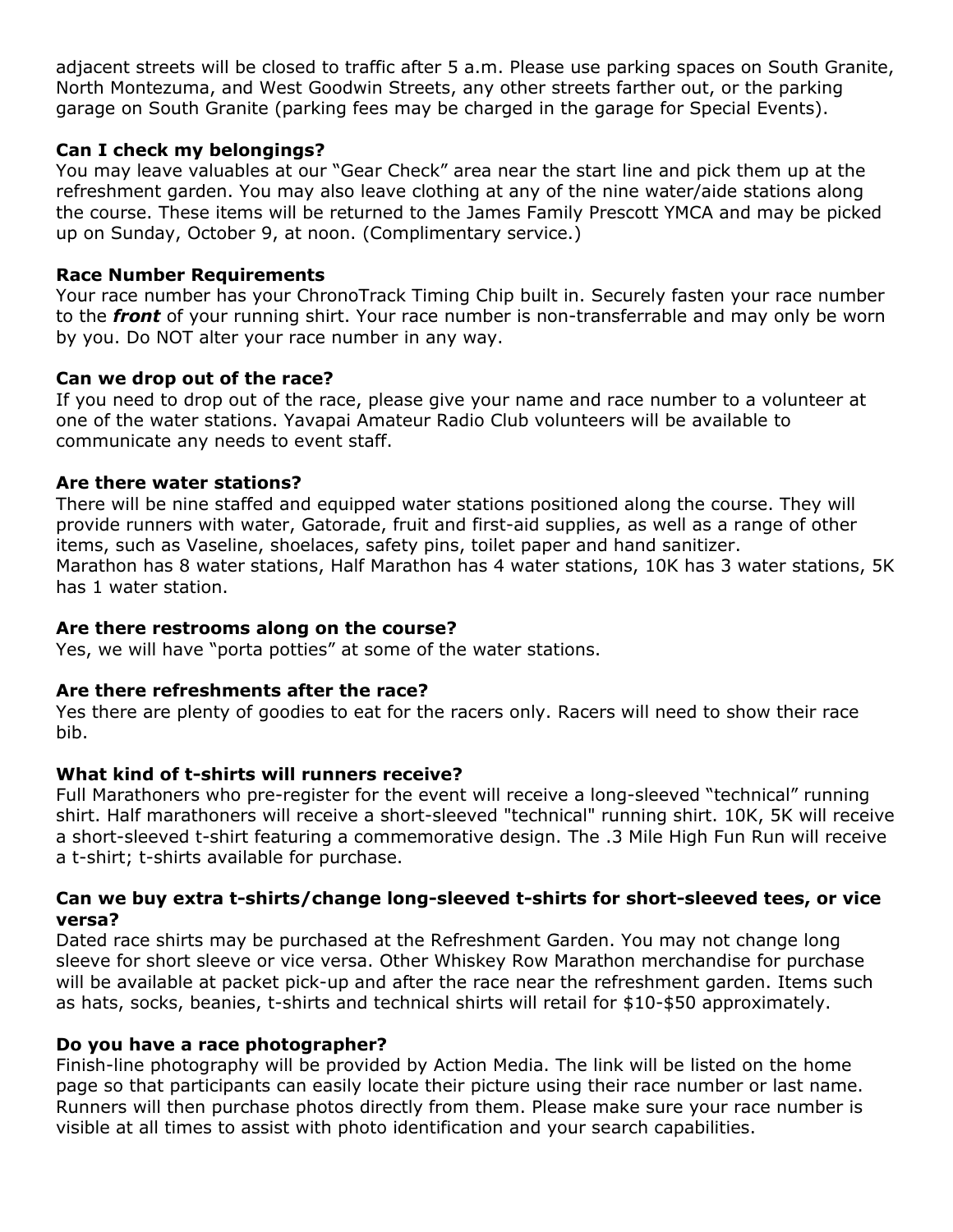adjacent streets will be closed to traffic after 5 a.m. Please use parking spaces on South Granite, North Montezuma, and West Goodwin Streets, any other streets farther out, or the parking garage on South Granite (parking fees may be charged in the garage for Special Events).

**Can I check my belongings?**
You may leave valuables at our "Gear Check" area near the start line and pick them up at the refreshment garden. You may also leave clothing at any of the nine water/aide stations along the course. These items will be returned to the James Family Prescott YMCA and may be picked up on Sunday, October 9, at noon. (Complimentary service.)

**Race Number Requirements**
Your race number has your ChronoTrack Timing Chip built in. Securely fasten your race number to the ***front*** of your running shirt. Your race number is non-transferrable and may only be worn by you. Do NOT alter your race number in any way.

**Can we drop out of the race?**
If you need to drop out of the race, please give your name and race number to a volunteer at one of the water stations. Yavapai Amateur Radio Club volunteers will be available to communicate any needs to event staff.

**Are there water stations?**
There will be nine staffed and equipped water stations positioned along the course. They will provide runners with water, Gatorade, fruit and first-aid supplies, as well as a range of other items, such as Vaseline, shoelaces, safety pins, toilet paper and hand sanitizer.
Marathon has 8 water stations, Half Marathon has 4 water stations, 10K has 3 water stations, 5K has 1 water station.

**Are there restrooms along on the course?**
Yes, we will have "porta potties" at some of the water stations.

**Are there refreshments after the race?**
Yes there are plenty of goodies to eat for the racers only. Racers will need to show their race bib.

**What kind of t-shirts will runners receive?**
Full Marathoners who pre-register for the event will receive a long-sleeved "technical" running shirt. Half marathoners will receive a short-sleeved "technical" running shirt. 10K, 5K will receive a short-sleeved t-shirt featuring a commemorative design. The .3 Mile High Fun Run will receive a t-shirt; t-shirts available for purchase.

**Can we buy extra t-shirts/change long-sleeved t-shirts for short-sleeved tees, or vice versa?**
Dated race shirts may be purchased at the Refreshment Garden. You may not change long sleeve for short sleeve or vice versa. Other Whiskey Row Marathon merchandise for purchase will be available at packet pick-up and after the race near the refreshment garden. Items such as hats, socks, beanies, t-shirts and technical shirts will retail for $10-$50 approximately.

**Do you have a race photographer?**
Finish-line photography will be provided by Action Media. The link will be listed on the home page so that participants can easily locate their picture using their race number or last name. Runners will then purchase photos directly from them. Please make sure your race number is visible at all times to assist with photo identification and your search capabilities.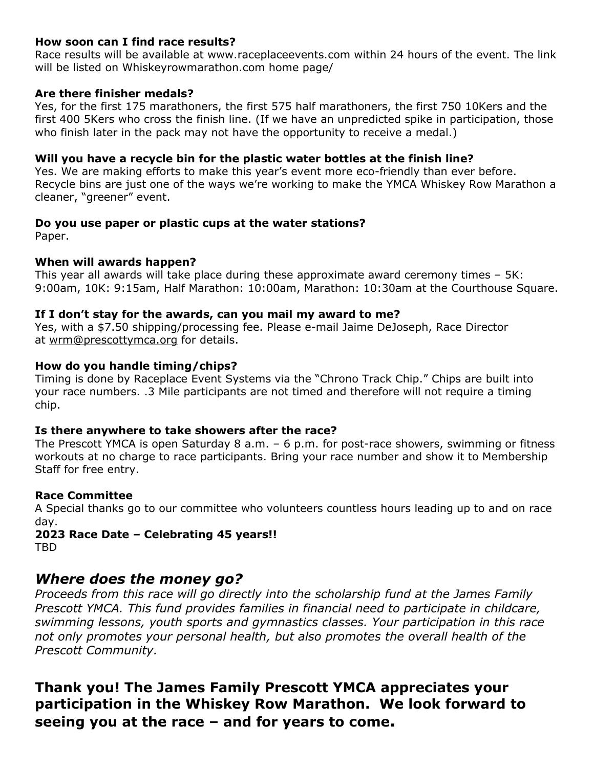**How soon can I find race results?**
Race results will be available at www.raceplaceevents.com within 24 hours of the event. The link will be listed on Whiskeyrowmarathon.com home page/

**Are there finisher medals?**
Yes, for the first 175 marathoners, the first 575 half marathoners, the first 750 10Kers and the first 400 5Kers who cross the finish line. (If we have an unpredicted spike in participation, those who finish later in the pack may not have the opportunity to receive a medal.)

**Will you have a recycle bin for the plastic water bottles at the finish line?**
Yes. We are making efforts to make this year's event more eco-friendly than ever before. Recycle bins are just one of the ways we're working to make the YMCA Whiskey Row Marathon a cleaner, "greener" event.

**Do you use paper or plastic cups at the water stations?**
Paper.

**When will awards happen?**
This year all awards will take place during these approximate award ceremony times – 5K: 9:00am, 10K: 9:15am, Half Marathon: 10:00am, Marathon: 10:30am at the Courthouse Square.

**If I don't stay for the awards, can you mail my award to me?**
Yes, with a $7.50 shipping/processing fee. Please e-mail Jaime DeJoseph, Race Director at wrm@prescottymca.org for details.

**How do you handle timing/chips?**
Timing is done by Raceplace Event Systems via the "Chrono Track Chip." Chips are built into your race numbers. .3 Mile participants are not timed and therefore will not require a timing chip.

**Is there anywhere to take showers after the race?**
The Prescott YMCA is open Saturday 8 a.m. – 6 p.m. for post-race showers, swimming or fitness workouts at no charge to race participants. Bring your race number and show it to Membership Staff for free entry.

**Race Committee**
A Special thanks go to our committee who volunteers countless hours leading up to and on race day.
**2023 Race Date – Celebrating 45 years!!**
TBD

## *Where does the money go?*

*Proceeds from this race will go directly into the scholarship fund at the James Family Prescott YMCA. This fund provides families in financial need to participate in childcare, swimming lessons, youth sports and gymnastics classes. Your participation in this race not only promotes your personal health, but also promotes the overall health of the Prescott Community.*

## Thank you! The James Family Prescott YMCA appreciates your participation in the Whiskey Row Marathon. We look forward to seeing you at the race – and for years to come.